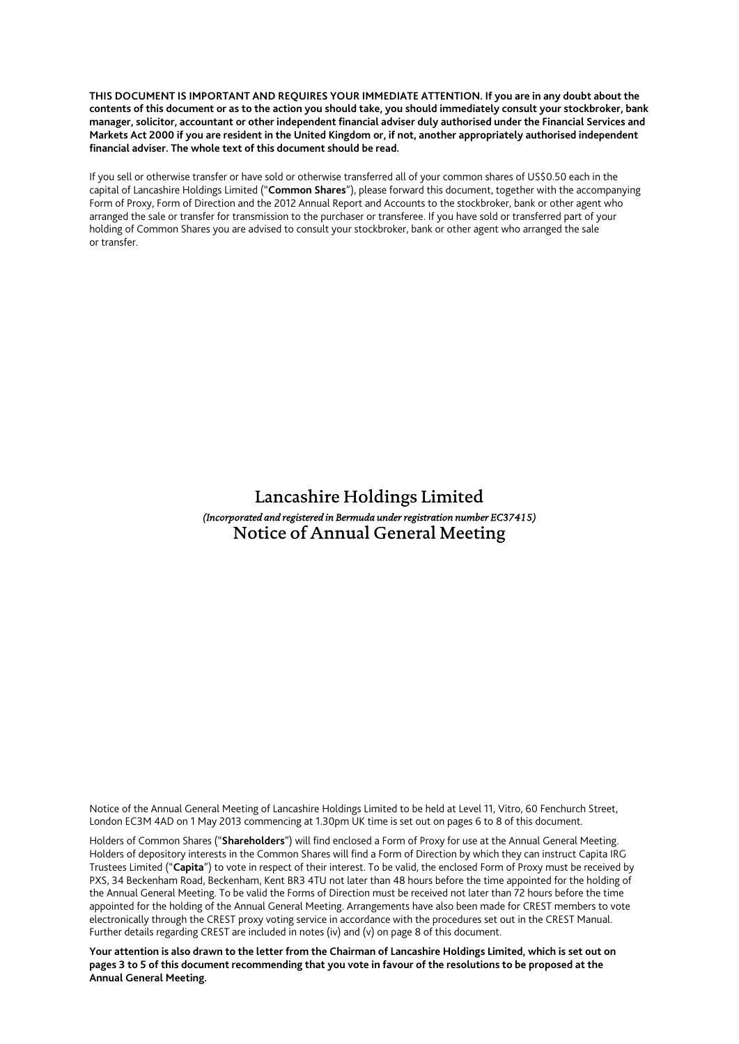**THIS DOCUMENT IS IMPORTANT AND REQUIRES YOUR IMMEDIATE ATTENTION. If you are in any doubt about the contents of this document or as to the action you should take, you should immediately consult your stockbroker, bank manager, solicitor, accountant or other independent financial adviser duly authorised under the Financial Services and Markets Act 2000 if you are resident in the United Kingdom or, if not, another appropriately authorised independent financial adviser. The whole text of this document should be read.**

If you sell or otherwise transfer or have sold or otherwise transferred all of your common shares of US$0.50 each in the capital of Lancashire Holdings Limited ("**Common Shares**"), please forward this document, together with the accompanying Form of Proxy, Form of Direction and the 2012 Annual Report and Accounts to the stockbroker, bank or other agent who arranged the sale or transfer for transmission to the purchaser or transferee. If you have sold or transferred part of your holding of Common Shares you are advised to consult your stockbroker, bank or other agent who arranged the sale or transfer.

# Lancashire Holdings Limited

*(Incorporated and registered in Bermuda under registration number EC37415)*

# Notice of Annual General Meeting

Notice of the Annual General Meeting of Lancashire Holdings Limited to be held at Level 11, Vitro, 60 Fenchurch Street, London EC3M 4AD on 1 May 2013 commencing at 1.30pm UK time is set out on pages 6 to 8 of this document.

Holders of Common Shares ("**Shareholders**") will find enclosed a Form of Proxy for use at the Annual General Meeting. Holders of depository interests in the Common Shares will find a Form of Direction by which they can instruct Capita IRG Trustees Limited ("**Capita**") to vote in respect of their interest. To be valid, the enclosed Form of Proxy must be received by PXS, 34 Beckenham Road, Beckenham, Kent BR3 4TU not later than 48 hours before the time appointed for the holding of the Annual General Meeting. To be valid the Forms of Direction must be received not later than 72 hours before the time appointed for the holding of the Annual General Meeting. Arrangements have also been made for CREST members to vote electronically through the CREST proxy voting service in accordance with the procedures set out in the CREST Manual. Further details regarding CREST are included in notes (iv) and (v) on page 8 of this document.

**Your attention is also drawn to the letter from the Chairman of Lancashire Holdings Limited, which is set out on pages 3 to 5 of this document recommending that you vote in favour of the resolutions to be proposed at the Annual General Meeting.**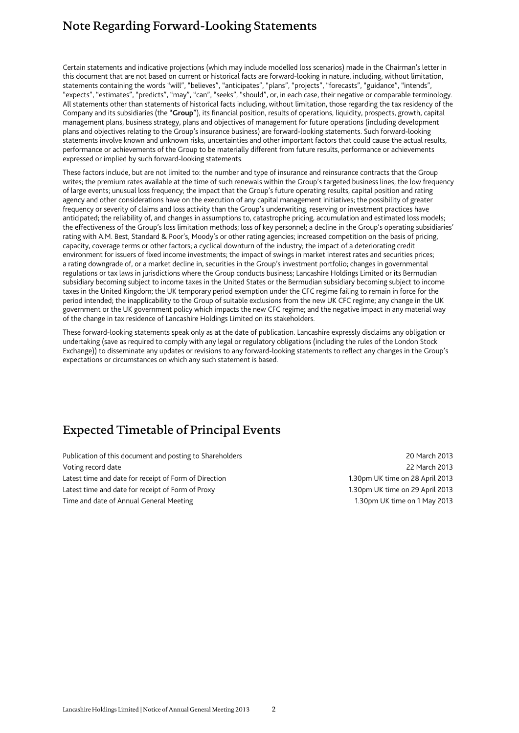## Note Regarding Forward-Looking Statements

Certain statements and indicative projections (which may include modelled loss scenarios) made in the Chairman's letter in this document that are not based on current or historical facts are forward-looking in nature, including, without limitation, statements containing the words "will", "believes", "anticipates", "plans", "projects", "forecasts", "guidance", "intends", "expects", "estimates", "predicts", "may", "can", "seeks", "should", or, in each case, their negative or comparable terminology. All statements other than statements of historical facts including, without limitation, those regarding the tax residency of the Company and its subsidiaries (the "**Group**"), its financial position, results of operations, liquidity, prospects, growth, capital management plans, business strategy, plans and objectives of management for future operations (including development plans and objectives relating to the Group's insurance business) are forward-looking statements. Such forward-looking statements involve known and unknown risks, uncertainties and other important factors that could cause the actual results, performance or achievements of the Group to be materially different from future results, performance or achievements expressed or implied by such forward-looking statements.

These factors include, but are not limited to: the number and type of insurance and reinsurance contracts that the Group writes; the premium rates available at the time of such renewals within the Group's targeted business lines; the low frequency of large events; unusual loss frequency; the impact that the Group's future operating results, capital position and rating agency and other considerations have on the execution of any capital management initiatives; the possibility of greater frequency or severity of claims and loss activity than the Group's underwriting, reserving or investment practices have anticipated; the reliability of, and changes in assumptions to, catastrophe pricing, accumulation and estimated loss models; the effectiveness of the Group's loss limitation methods; loss of key personnel; a decline in the Group's operating subsidiaries' rating with A.M. Best, Standard & Poor's, Moody's or other rating agencies; increased competition on the basis of pricing, capacity, coverage terms or other factors; a cyclical downturn of the industry; the impact of a deteriorating credit environment for issuers of fixed income investments; the impact of swings in market interest rates and securities prices; a rating downgrade of, or a market decline in, securities in the Group's investment portfolio; changes in governmental regulations or tax laws in jurisdictions where the Group conducts business; Lancashire Holdings Limited or its Bermudian subsidiary becoming subject to income taxes in the United States or the Bermudian subsidiary becoming subject to income taxes in the United Kingdom; the UK temporary period exemption under the CFC regime failing to remain in force for the period intended; the inapplicability to the Group of suitable exclusions from the new UK CFC regime; any change in the UK government or the UK government policy which impacts the new CFC regime; and the negative impact in any material way of the change in tax residence of Lancashire Holdings Limited on its stakeholders.

These forward-looking statements speak only as at the date of publication. Lancashire expressly disclaims any obligation or undertaking (save as required to comply with any legal or regulatory obligations (including the rules of the London Stock Exchange)) to disseminate any updates or revisions to any forward-looking statements to reflect any changes in the Group's expectations or circumstances on which any such statement is based.

## Expected Timetable of Principal Events

| | |
|---|---|
| Publication of this document and posting to Shareholders | 20 March 2013 |
| Voting record date | 22 March 2013 |
| Latest time and date for receipt of Form of Direction | 1.30pm UK time on 28 April 2013 |
| Latest time and date for receipt of Form of Proxy | 1.30pm UK time on 29 April 2013 |
| Time and date of Annual General Meeting | 1.30pm UK time on 1 May 2013 |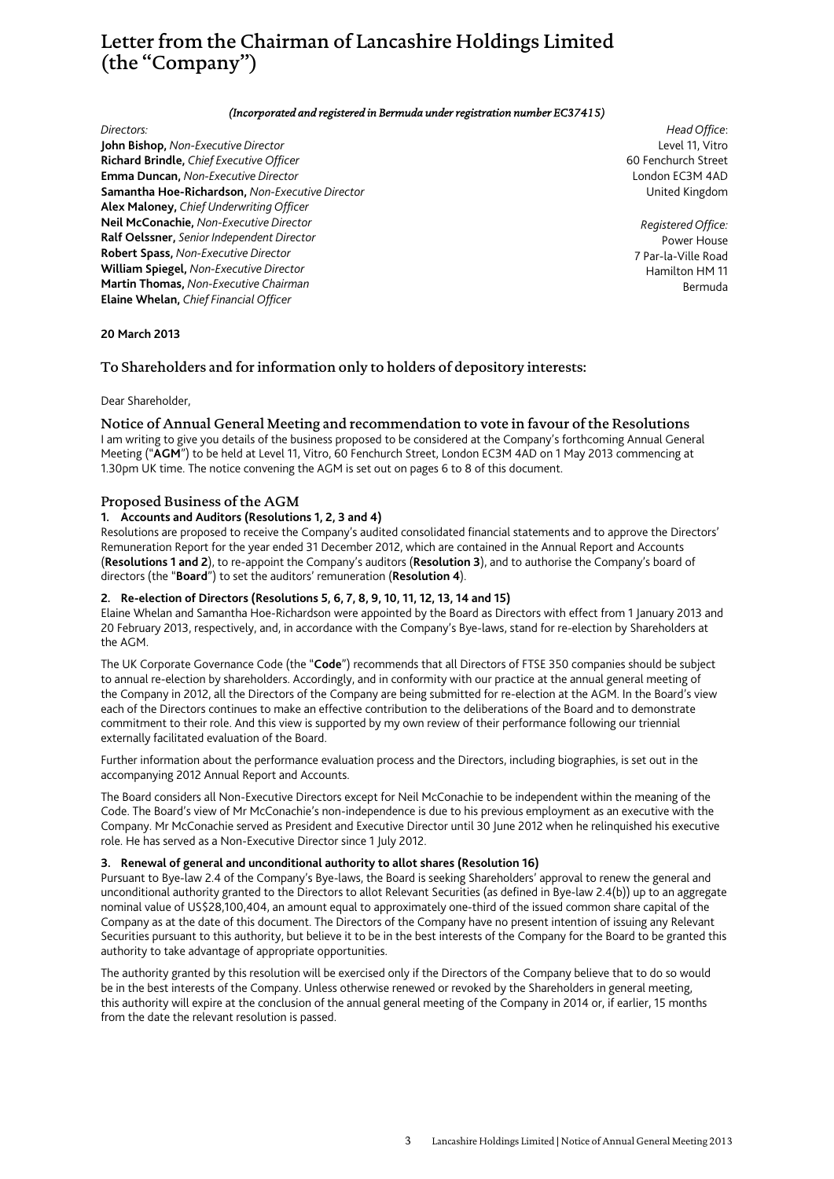# Letter from the Chairman of Lancashire Holdings Limited (the "Company")

*(Incorporated and registered in Bermuda under registration number EC37415)*

*Directors:*
**John Bishop,** *Non-Executive Director*
**Richard Brindle,** *Chief Executive Officer*
**Emma Duncan,** *Non-Executive Director*
**Samantha Hoe-Richardson,** *Non-Executive Director*
**Alex Maloney,** *Chief Underwriting Officer*
**Neil McConachie,** *Non-Executive Director*
**Ralf Oelssner,** *Senior Independent Director*
**Robert Spass,** *Non-Executive Director*
**William Spiegel,** *Non-Executive Director*
**Martin Thomas,** *Non-Executive Chairman*
**Elaine Whelan,** *Chief Financial Officer*

*Head Office:*
Level 11, Vitro
60 Fenchurch Street
London EC3M 4AD
United Kingdom

*Registered Office:*
Power House
7 Par-la-Ville Road
Hamilton HM 11
Bermuda

**20 March 2013**

## To Shareholders and for information only to holders of depository interests:

Dear Shareholder,

### Notice of Annual General Meeting and recommendation to vote in favour of the Resolutions

I am writing to give you details of the business proposed to be considered at the Company's forthcoming Annual General Meeting ("**AGM**") to be held at Level 11, Vitro, 60 Fenchurch Street, London EC3M 4AD on 1 May 2013 commencing at 1.30pm UK time. The notice convening the AGM is set out on pages 6 to 8 of this document.

### Proposed Business of the AGM

#### 1. Accounts and Auditors (Resolutions 1, 2, 3 and 4)

Resolutions are proposed to receive the Company's audited consolidated financial statements and to approve the Directors' Remuneration Report for the year ended 31 December 2012, which are contained in the Annual Report and Accounts (**Resolutions 1 and 2**), to re-appoint the Company's auditors (**Resolution 3**), and to authorise the Company's board of directors (the "**Board**") to set the auditors' remuneration (**Resolution 4**).

#### 2. Re-election of Directors (Resolutions 5, 6, 7, 8, 9, 10, 11, 12, 13, 14 and 15)

Elaine Whelan and Samantha Hoe-Richardson were appointed by the Board as Directors with effect from 1 January 2013 and 20 February 2013, respectively, and, in accordance with the Company's Bye-laws, stand for re-election by Shareholders at the AGM.

The UK Corporate Governance Code (the "**Code**") recommends that all Directors of FTSE 350 companies should be subject to annual re-election by shareholders. Accordingly, and in conformity with our practice at the annual general meeting of the Company in 2012, all the Directors of the Company are being submitted for re-election at the AGM. In the Board's view each of the Directors continues to make an effective contribution to the deliberations of the Board and to demonstrate commitment to their role. And this view is supported by my own review of their performance following our triennial externally facilitated evaluation of the Board.

Further information about the performance evaluation process and the Directors, including biographies, is set out in the accompanying 2012 Annual Report and Accounts.

The Board considers all Non-Executive Directors except for Neil McConachie to be independent within the meaning of the Code. The Board's view of Mr McConachie's non-independence is due to his previous employment as an executive with the Company. Mr McConachie served as President and Executive Director until 30 June 2012 when he relinquished his executive role. He has served as a Non-Executive Director since 1 July 2012.

#### 3. Renewal of general and unconditional authority to allot shares (Resolution 16)

Pursuant to Bye-law 2.4 of the Company's Bye-laws, the Board is seeking Shareholders' approval to renew the general and unconditional authority granted to the Directors to allot Relevant Securities (as defined in Bye-law 2.4(b)) up to an aggregate nominal value of US$28,100,404, an amount equal to approximately one-third of the issued common share capital of the Company as at the date of this document. The Directors of the Company have no present intention of issuing any Relevant Securities pursuant to this authority, but believe it to be in the best interests of the Company for the Board to be granted this authority to take advantage of appropriate opportunities.

The authority granted by this resolution will be exercised only if the Directors of the Company believe that to do so would be in the best interests of the Company. Unless otherwise renewed or revoked by the Shareholders in general meeting, this authority will expire at the conclusion of the annual general meeting of the Company in 2014 or, if earlier, 15 months from the date the relevant resolution is passed.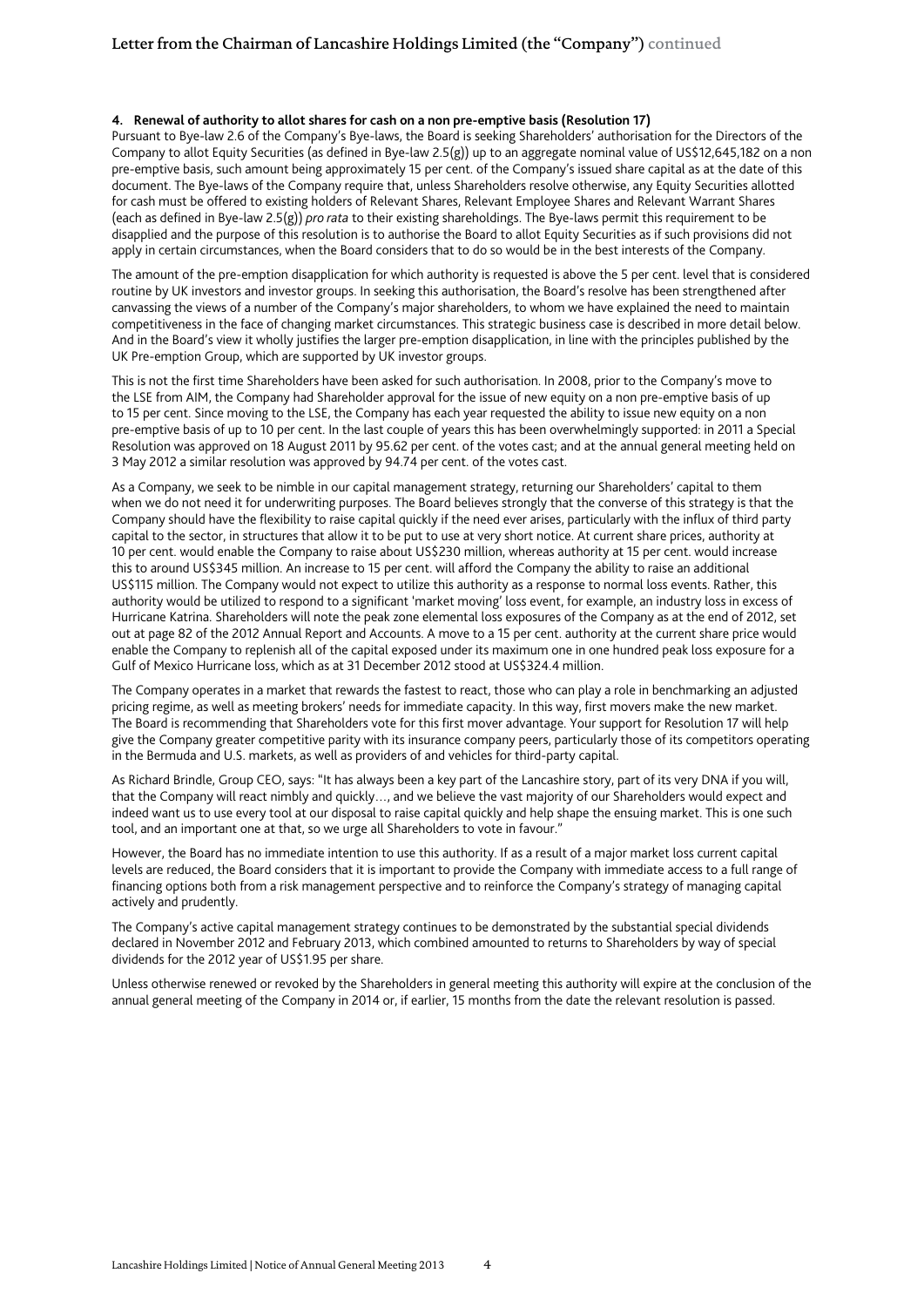#### 4. Renewal of authority to allot shares for cash on a non pre-emptive basis (Resolution 17)

Pursuant to Bye-law 2.6 of the Company's Bye-laws, the Board is seeking Shareholders' authorisation for the Directors of the Company to allot Equity Securities (as defined in Bye-law 2.5(g)) up to an aggregate nominal value of US$12,645,182 on a non pre-emptive basis, such amount being approximately 15 per cent. of the Company's issued share capital as at the date of this document. The Bye-laws of the Company require that, unless Shareholders resolve otherwise, any Equity Securities allotted for cash must be offered to existing holders of Relevant Shares, Relevant Employee Shares and Relevant Warrant Shares (each as defined in Bye-law 2.5(g)) *pro rata* to their existing shareholdings. The Bye-laws permit this requirement to be disapplied and the purpose of this resolution is to authorise the Board to allot Equity Securities as if such provisions did not apply in certain circumstances, when the Board considers that to do so would be in the best interests of the Company.

The amount of the pre-emption disapplication for which authority is requested is above the 5 per cent. level that is considered routine by UK investors and investor groups. In seeking this authorisation, the Board's resolve has been strengthened after canvassing the views of a number of the Company's major shareholders, to whom we have explained the need to maintain competitiveness in the face of changing market circumstances. This strategic business case is described in more detail below. And in the Board's view it wholly justifies the larger pre-emption disapplication, in line with the principles published by the UK Pre-emption Group, which are supported by UK investor groups.

This is not the first time Shareholders have been asked for such authorisation. In 2008, prior to the Company's move to the LSE from AIM, the Company had Shareholder approval for the issue of new equity on a non pre-emptive basis of up to 15 per cent. Since moving to the LSE, the Company has each year requested the ability to issue new equity on a non pre-emptive basis of up to 10 per cent. In the last couple of years this has been overwhelmingly supported: in 2011 a Special Resolution was approved on 18 August 2011 by 95.62 per cent. of the votes cast; and at the annual general meeting held on 3 May 2012 a similar resolution was approved by 94.74 per cent. of the votes cast.

As a Company, we seek to be nimble in our capital management strategy, returning our Shareholders' capital to them when we do not need it for underwriting purposes. The Board believes strongly that the converse of this strategy is that the Company should have the flexibility to raise capital quickly if the need ever arises, particularly with the influx of third party capital to the sector, in structures that allow it to be put to use at very short notice. At current share prices, authority at 10 per cent. would enable the Company to raise about US$230 million, whereas authority at 15 per cent. would increase this to around US$345 million. An increase to 15 per cent. will afford the Company the ability to raise an additional US$115 million. The Company would not expect to utilize this authority as a response to normal loss events. Rather, this authority would be utilized to respond to a significant 'market moving' loss event, for example, an industry loss in excess of Hurricane Katrina. Shareholders will note the peak zone elemental loss exposures of the Company as at the end of 2012, set out at page 82 of the 2012 Annual Report and Accounts. A move to a 15 per cent. authority at the current share price would enable the Company to replenish all of the capital exposed under its maximum one in one hundred peak loss exposure for a Gulf of Mexico Hurricane loss, which as at 31 December 2012 stood at US$324.4 million.

The Company operates in a market that rewards the fastest to react, those who can play a role in benchmarking an adjusted pricing regime, as well as meeting brokers' needs for immediate capacity. In this way, first movers make the new market. The Board is recommending that Shareholders vote for this first mover advantage. Your support for Resolution 17 will help give the Company greater competitive parity with its insurance company peers, particularly those of its competitors operating in the Bermuda and U.S. markets, as well as providers of and vehicles for third-party capital.

As Richard Brindle, Group CEO, says: "It has always been a key part of the Lancashire story, part of its very DNA if you will, that the Company will react nimbly and quickly…, and we believe the vast majority of our Shareholders would expect and indeed want us to use every tool at our disposal to raise capital quickly and help shape the ensuing market. This is one such tool, and an important one at that, so we urge all Shareholders to vote in favour."

However, the Board has no immediate intention to use this authority. If as a result of a major market loss current capital levels are reduced, the Board considers that it is important to provide the Company with immediate access to a full range of financing options both from a risk management perspective and to reinforce the Company's strategy of managing capital actively and prudently.

The Company's active capital management strategy continues to be demonstrated by the substantial special dividends declared in November 2012 and February 2013, which combined amounted to returns to Shareholders by way of special dividends for the 2012 year of US$1.95 per share.

Unless otherwise renewed or revoked by the Shareholders in general meeting this authority will expire at the conclusion of the annual general meeting of the Company in 2014 or, if earlier, 15 months from the date the relevant resolution is passed.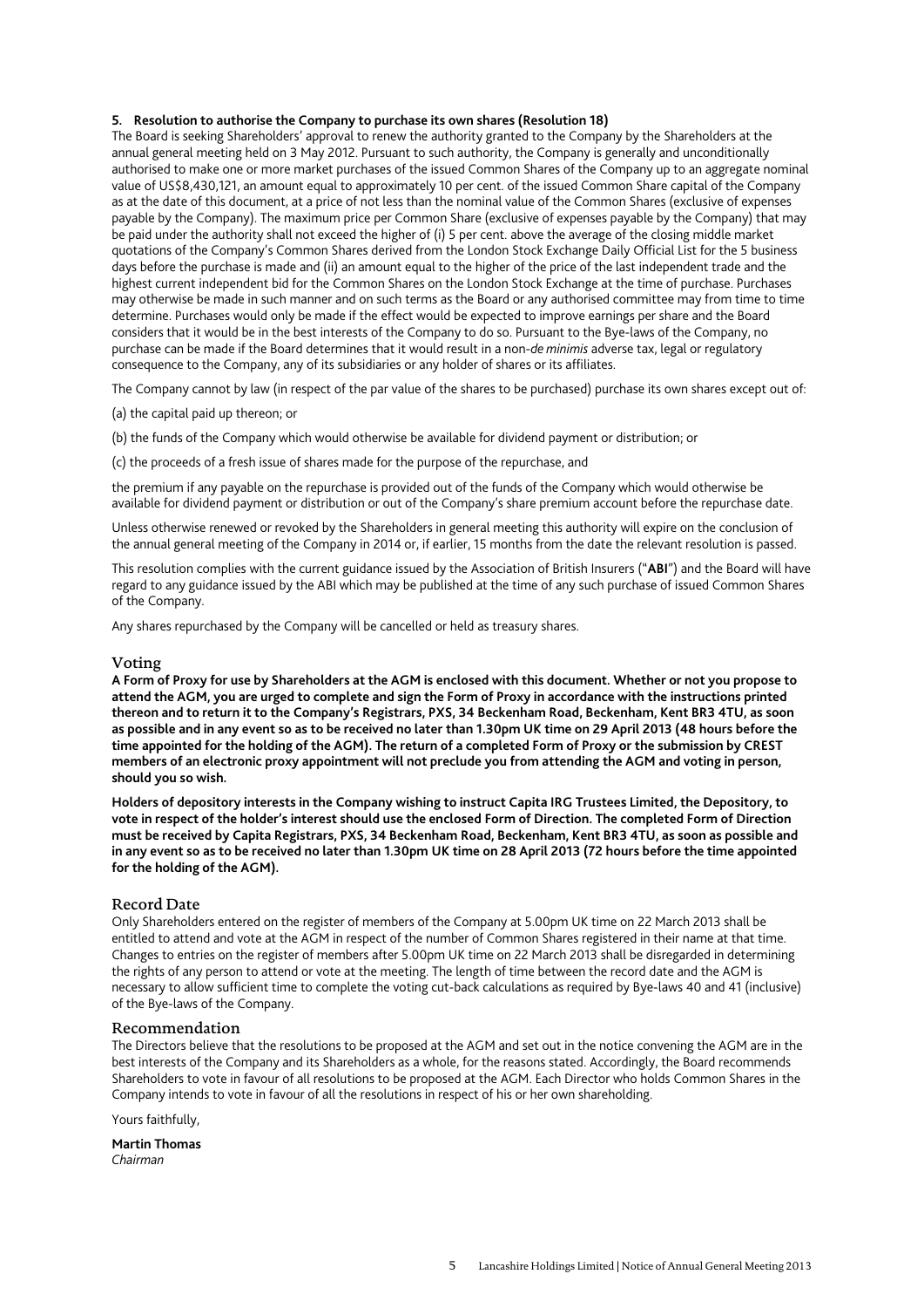**5. Resolution to authorise the Company to purchase its own shares (Resolution 18)**

The Board is seeking Shareholders' approval to renew the authority granted to the Company by the Shareholders at the annual general meeting held on 3 May 2012. Pursuant to such authority, the Company is generally and unconditionally authorised to make one or more market purchases of the issued Common Shares of the Company up to an aggregate nominal value of US$8,430,121, an amount equal to approximately 10 per cent. of the issued Common Share capital of the Company as at the date of this document, at a price of not less than the nominal value of the Common Shares (exclusive of expenses payable by the Company). The maximum price per Common Share (exclusive of expenses payable by the Company) that may be paid under the authority shall not exceed the higher of (i) 5 per cent. above the average of the closing middle market quotations of the Company's Common Shares derived from the London Stock Exchange Daily Official List for the 5 business days before the purchase is made and (ii) an amount equal to the higher of the price of the last independent trade and the highest current independent bid for the Common Shares on the London Stock Exchange at the time of purchase. Purchases may otherwise be made in such manner and on such terms as the Board or any authorised committee may from time to time determine. Purchases would only be made if the effect would be expected to improve earnings per share and the Board considers that it would be in the best interests of the Company to do so. Pursuant to the Bye-laws of the Company, no purchase can be made if the Board determines that it would result in a non-*de minimis* adverse tax, legal or regulatory consequence to the Company, any of its subsidiaries or any holder of shares or its affiliates.

The Company cannot by law (in respect of the par value of the shares to be purchased) purchase its own shares except out of:

(a) the capital paid up thereon; or

(b) the funds of the Company which would otherwise be available for dividend payment or distribution; or

(c) the proceeds of a fresh issue of shares made for the purpose of the repurchase, and

the premium if any payable on the repurchase is provided out of the funds of the Company which would otherwise be available for dividend payment or distribution or out of the Company's share premium account before the repurchase date.

Unless otherwise renewed or revoked by the Shareholders in general meeting this authority will expire on the conclusion of the annual general meeting of the Company in 2014 or, if earlier, 15 months from the date the relevant resolution is passed.

This resolution complies with the current guidance issued by the Association of British Insurers ("**ABI**") and the Board will have regard to any guidance issued by the ABI which may be published at the time of any such purchase of issued Common Shares of the Company.

Any shares repurchased by the Company will be cancelled or held as treasury shares.

## Voting

**A Form of Proxy for use by Shareholders at the AGM is enclosed with this document. Whether or not you propose to attend the AGM, you are urged to complete and sign the Form of Proxy in accordance with the instructions printed thereon and to return it to the Company's Registrars, PXS, 34 Beckenham Road, Beckenham, Kent BR3 4TU, as soon as possible and in any event so as to be received no later than 1.30pm UK time on 29 April 2013 (48 hours before the time appointed for the holding of the AGM). The return of a completed Form of Proxy or the submission by CREST members of an electronic proxy appointment will not preclude you from attending the AGM and voting in person, should you so wish.**

**Holders of depository interests in the Company wishing to instruct Capita IRG Trustees Limited, the Depository, to vote in respect of the holder's interest should use the enclosed Form of Direction. The completed Form of Direction must be received by Capita Registrars, PXS, 34 Beckenham Road, Beckenham, Kent BR3 4TU, as soon as possible and in any event so as to be received no later than 1.30pm UK time on 28 April 2013 (72 hours before the time appointed for the holding of the AGM).**

## Record Date

Only Shareholders entered on the register of members of the Company at 5.00pm UK time on 22 March 2013 shall be entitled to attend and vote at the AGM in respect of the number of Common Shares registered in their name at that time. Changes to entries on the register of members after 5.00pm UK time on 22 March 2013 shall be disregarded in determining the rights of any person to attend or vote at the meeting. The length of time between the record date and the AGM is necessary to allow sufficient time to complete the voting cut-back calculations as required by Bye-laws 40 and 41 (inclusive) of the Bye-laws of the Company.

## Recommendation

The Directors believe that the resolutions to be proposed at the AGM and set out in the notice convening the AGM are in the best interests of the Company and its Shareholders as a whole, for the reasons stated. Accordingly, the Board recommends Shareholders to vote in favour of all resolutions to be proposed at the AGM. Each Director who holds Common Shares in the Company intends to vote in favour of all the resolutions in respect of his or her own shareholding.

Yours faithfully,

**Martin Thomas**
*Chairman*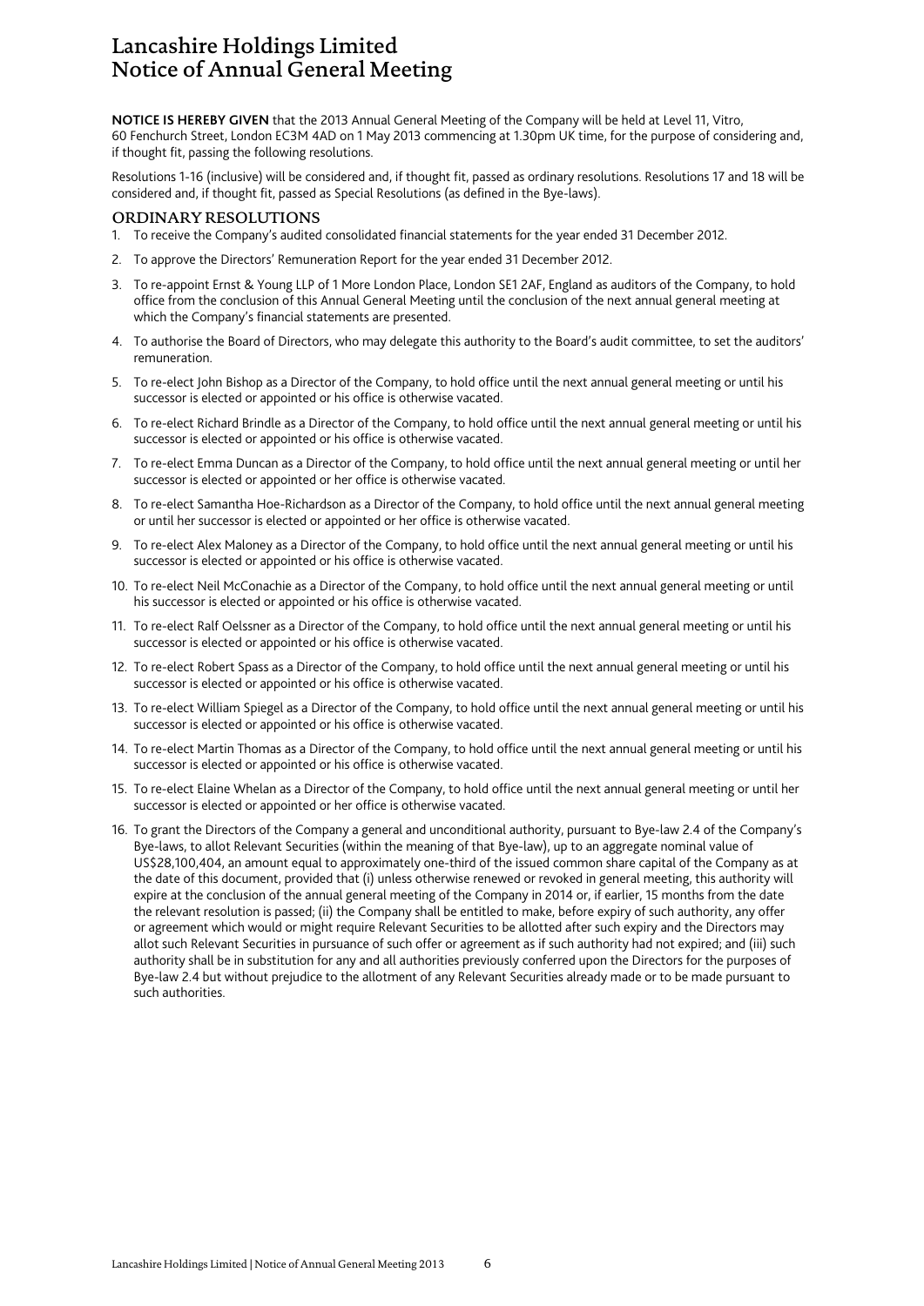# Lancashire Holdings Limited
# Notice of Annual General Meeting

**NOTICE IS HEREBY GIVEN** that the 2013 Annual General Meeting of the Company will be held at Level 11, Vitro, 60 Fenchurch Street, London EC3M 4AD on 1 May 2013 commencing at 1.30pm UK time, for the purpose of considering and, if thought fit, passing the following resolutions.

Resolutions 1-16 (inclusive) will be considered and, if thought fit, passed as ordinary resolutions. Resolutions 17 and 18 will be considered and, if thought fit, passed as Special Resolutions (as defined in the Bye-laws).

## ORDINARY RESOLUTIONS

1. To receive the Company's audited consolidated financial statements for the year ended 31 December 2012.
2. To approve the Directors' Remuneration Report for the year ended 31 December 2012.
3. To re-appoint Ernst & Young LLP of 1 More London Place, London SE1 2AF, England as auditors of the Company, to hold office from the conclusion of this Annual General Meeting until the conclusion of the next annual general meeting at which the Company's financial statements are presented.
4. To authorise the Board of Directors, who may delegate this authority to the Board's audit committee, to set the auditors' remuneration.
5. To re-elect John Bishop as a Director of the Company, to hold office until the next annual general meeting or until his successor is elected or appointed or his office is otherwise vacated.
6. To re-elect Richard Brindle as a Director of the Company, to hold office until the next annual general meeting or until his successor is elected or appointed or his office is otherwise vacated.
7. To re-elect Emma Duncan as a Director of the Company, to hold office until the next annual general meeting or until her successor is elected or appointed or her office is otherwise vacated.
8. To re-elect Samantha Hoe-Richardson as a Director of the Company, to hold office until the next annual general meeting or until her successor is elected or appointed or her office is otherwise vacated.
9. To re-elect Alex Maloney as a Director of the Company, to hold office until the next annual general meeting or until his successor is elected or appointed or his office is otherwise vacated.
10. To re-elect Neil McConachie as a Director of the Company, to hold office until the next annual general meeting or until his successor is elected or appointed or his office is otherwise vacated.
11. To re-elect Ralf Oelssner as a Director of the Company, to hold office until the next annual general meeting or until his successor is elected or appointed or his office is otherwise vacated.
12. To re-elect Robert Spass as a Director of the Company, to hold office until the next annual general meeting or until his successor is elected or appointed or his office is otherwise vacated.
13. To re-elect William Spiegel as a Director of the Company, to hold office until the next annual general meeting or until his successor is elected or appointed or his office is otherwise vacated.
14. To re-elect Martin Thomas as a Director of the Company, to hold office until the next annual general meeting or until his successor is elected or appointed or his office is otherwise vacated.
15. To re-elect Elaine Whelan as a Director of the Company, to hold office until the next annual general meeting or until her successor is elected or appointed or her office is otherwise vacated.
16. To grant the Directors of the Company a general and unconditional authority, pursuant to Bye-law 2.4 of the Company's Bye-laws, to allot Relevant Securities (within the meaning of that Bye-law), up to an aggregate nominal value of US$28,100,404, an amount equal to approximately one-third of the issued common share capital of the Company as at the date of this document, provided that (i) unless otherwise renewed or revoked in general meeting, this authority will expire at the conclusion of the annual general meeting of the Company in 2014 or, if earlier, 15 months from the date the relevant resolution is passed; (ii) the Company shall be entitled to make, before expiry of such authority, any offer or agreement which would or might require Relevant Securities to be allotted after such expiry and the Directors may allot such Relevant Securities in pursuance of such offer or agreement as if such authority had not expired; and (iii) such authority shall be in substitution for any and all authorities previously conferred upon the Directors for the purposes of Bye-law 2.4 but without prejudice to the allotment of any Relevant Securities already made or to be made pursuant to such authorities.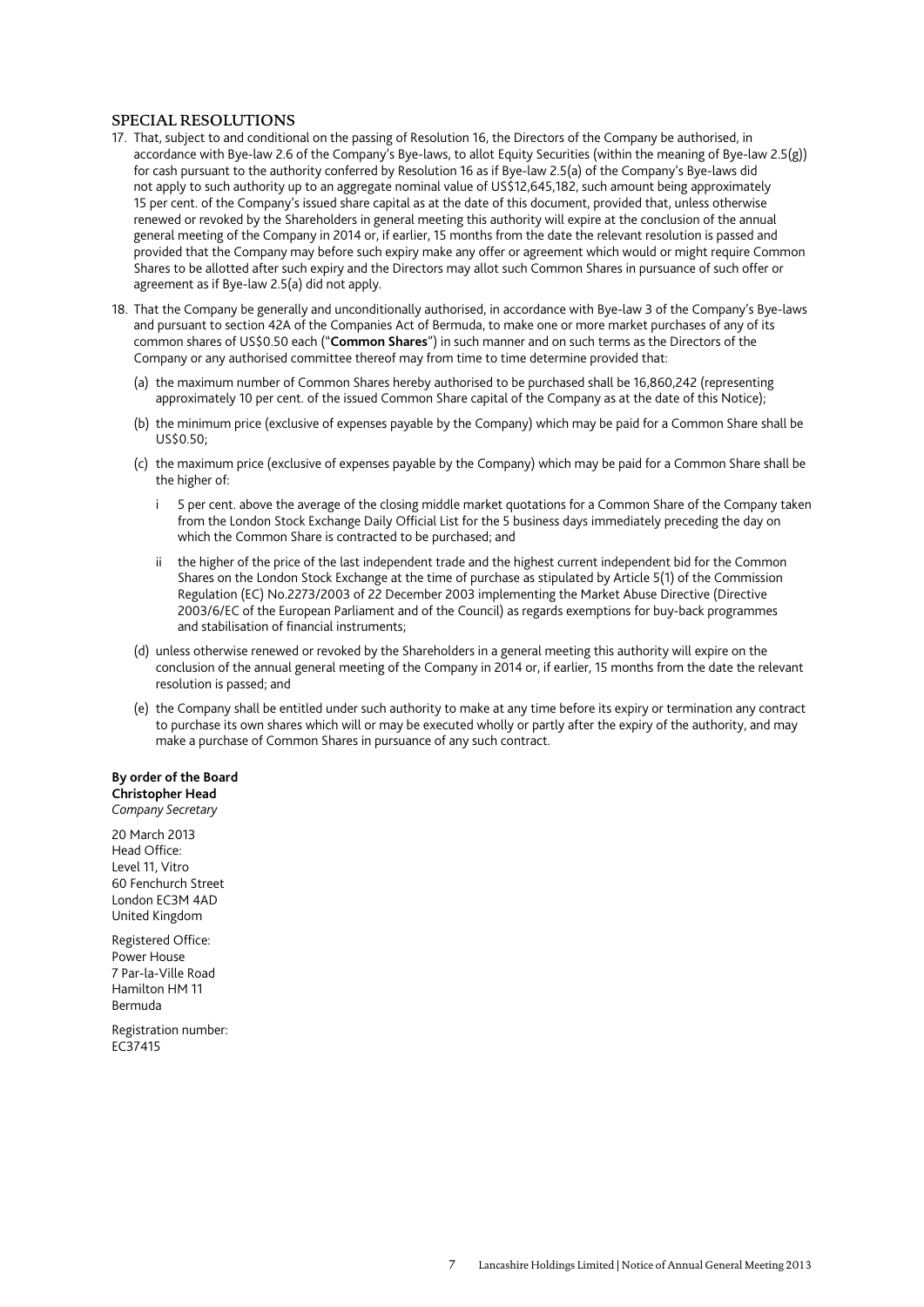## SPECIAL RESOLUTIONS

17. That, subject to and conditional on the passing of Resolution 16, the Directors of the Company be authorised, in accordance with Bye-law 2.6 of the Company's Bye-laws, to allot Equity Securities (within the meaning of Bye-law 2.5(g)) for cash pursuant to the authority conferred by Resolution 16 as if Bye-law 2.5(a) of the Company's Bye-laws did not apply to such authority up to an aggregate nominal value of US$12,645,182, such amount being approximately 15 per cent. of the Company's issued share capital as at the date of this document, provided that, unless otherwise renewed or revoked by the Shareholders in general meeting this authority will expire at the conclusion of the annual general meeting of the Company in 2014 or, if earlier, 15 months from the date the relevant resolution is passed and provided that the Company may before such expiry make any offer or agreement which would or might require Common Shares to be allotted after such expiry and the Directors may allot such Common Shares in pursuance of such offer or agreement as if Bye-law 2.5(a) did not apply.

18. That the Company be generally and unconditionally authorised, in accordance with Bye-law 3 of the Company's Bye-laws and pursuant to section 42A of the Companies Act of Bermuda, to make one or more market purchases of any of its common shares of US$0.50 each ("**Common Shares**") in such manner and on such terms as the Directors of the Company or any authorised committee thereof may from time to time determine provided that:

    (a) the maximum number of Common Shares hereby authorised to be purchased shall be 16,860,242 (representing approximately 10 per cent. of the issued Common Share capital of the Company as at the date of this Notice);

    (b) the minimum price (exclusive of expenses payable by the Company) which may be paid for a Common Share shall be US$0.50;

    (c) the maximum price (exclusive of expenses payable by the Company) which may be paid for a Common Share shall be the higher of:

        i 5 per cent. above the average of the closing middle market quotations for a Common Share of the Company taken from the London Stock Exchange Daily Official List for the 5 business days immediately preceding the day on which the Common Share is contracted to be purchased; and

        ii the higher of the price of the last independent trade and the highest current independent bid for the Common Shares on the London Stock Exchange at the time of purchase as stipulated by Article 5(1) of the Commission Regulation (EC) No.2273/2003 of 22 December 2003 implementing the Market Abuse Directive (Directive 2003/6/EC of the European Parliament and of the Council) as regards exemptions for buy-back programmes and stabilisation of financial instruments;

    (d) unless otherwise renewed or revoked by the Shareholders in a general meeting this authority will expire on the conclusion of the annual general meeting of the Company in 2014 or, if earlier, 15 months from the date the relevant resolution is passed; and

    (e) the Company shall be entitled under such authority to make at any time before its expiry or termination any contract to purchase its own shares which will or may be executed wholly or partly after the expiry of the authority, and may make a purchase of Common Shares in pursuance of any such contract.

**By order of the Board**
**Christopher Head**
*Company Secretary*

20 March 2013
Head Office:
Level 11, Vitro
60 Fenchurch Street
London EC3M 4AD
United Kingdom

Registered Office:
Power House
7 Par-la-Ville Road
Hamilton HM 11
Bermuda

Registration number:
EC37415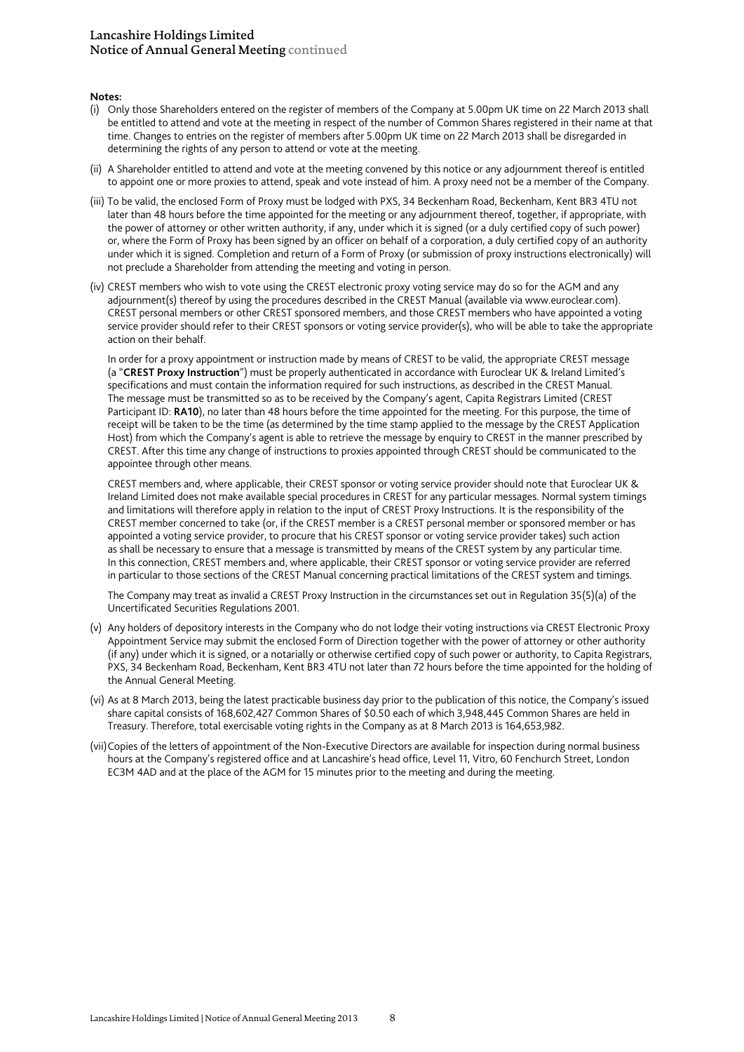**Notes:**

(i) Only those Shareholders entered on the register of members of the Company at 5.00pm UK time on 22 March 2013 shall be entitled to attend and vote at the meeting in respect of the number of Common Shares registered in their name at that time. Changes to entries on the register of members after 5.00pm UK time on 22 March 2013 shall be disregarded in determining the rights of any person to attend or vote at the meeting.

(ii) A Shareholder entitled to attend and vote at the meeting convened by this notice or any adjournment thereof is entitled to appoint one or more proxies to attend, speak and vote instead of him. A proxy need not be a member of the Company.

(iii) To be valid, the enclosed Form of Proxy must be lodged with PXS, 34 Beckenham Road, Beckenham, Kent BR3 4TU not later than 48 hours before the time appointed for the meeting or any adjournment thereof, together, if appropriate, with the power of attorney or other written authority, if any, under which it is signed (or a duly certified copy of such power) or, where the Form of Proxy has been signed by an officer on behalf of a corporation, a duly certified copy of an authority under which it is signed. Completion and return of a Form of Proxy (or submission of proxy instructions electronically) will not preclude a Shareholder from attending the meeting and voting in person.

(iv) CREST members who wish to vote using the CREST electronic proxy voting service may do so for the AGM and any adjournment(s) thereof by using the procedures described in the CREST Manual (available via www.euroclear.com). CREST personal members or other CREST sponsored members, and those CREST members who have appointed a voting service provider should refer to their CREST sponsors or voting service provider(s), who will be able to take the appropriate action on their behalf.

In order for a proxy appointment or instruction made by means of CREST to be valid, the appropriate CREST message (a "**CREST Proxy Instruction**") must be properly authenticated in accordance with Euroclear UK & Ireland Limited's specifications and must contain the information required for such instructions, as described in the CREST Manual. The message must be transmitted so as to be received by the Company's agent, Capita Registrars Limited (CREST Participant ID: **RA10**), no later than 48 hours before the time appointed for the meeting. For this purpose, the time of receipt will be taken to be the time (as determined by the time stamp applied to the message by the CREST Application Host) from which the Company's agent is able to retrieve the message by enquiry to CREST in the manner prescribed by CREST. After this time any change of instructions to proxies appointed through CREST should be communicated to the appointee through other means.

CREST members and, where applicable, their CREST sponsor or voting service provider should note that Euroclear UK & Ireland Limited does not make available special procedures in CREST for any particular messages. Normal system timings and limitations will therefore apply in relation to the input of CREST Proxy Instructions. It is the responsibility of the CREST member concerned to take (or, if the CREST member is a CREST personal member or sponsored member or has appointed a voting service provider, to procure that his CREST sponsor or voting service provider takes) such action as shall be necessary to ensure that a message is transmitted by means of the CREST system by any particular time. In this connection, CREST members and, where applicable, their CREST sponsor or voting service provider are referred in particular to those sections of the CREST Manual concerning practical limitations of the CREST system and timings.

The Company may treat as invalid a CREST Proxy Instruction in the circumstances set out in Regulation 35(5)(a) of the Uncertificated Securities Regulations 2001.

(v) Any holders of depository interests in the Company who do not lodge their voting instructions via CREST Electronic Proxy Appointment Service may submit the enclosed Form of Direction together with the power of attorney or other authority (if any) under which it is signed, or a notarially or otherwise certified copy of such power or authority, to Capita Registrars, PXS, 34 Beckenham Road, Beckenham, Kent BR3 4TU not later than 72 hours before the time appointed for the holding of the Annual General Meeting.

(vi) As at 8 March 2013, being the latest practicable business day prior to the publication of this notice, the Company's issued share capital consists of 168,602,427 Common Shares of $0.50 each of which 3,948,445 Common Shares are held in Treasury. Therefore, total exercisable voting rights in the Company as at 8 March 2013 is 164,653,982.

(vii) Copies of the letters of appointment of the Non-Executive Directors are available for inspection during normal business hours at the Company's registered office and at Lancashire's head office, Level 11, Vitro, 60 Fenchurch Street, London EC3M 4AD and at the place of the AGM for 15 minutes prior to the meeting and during the meeting.